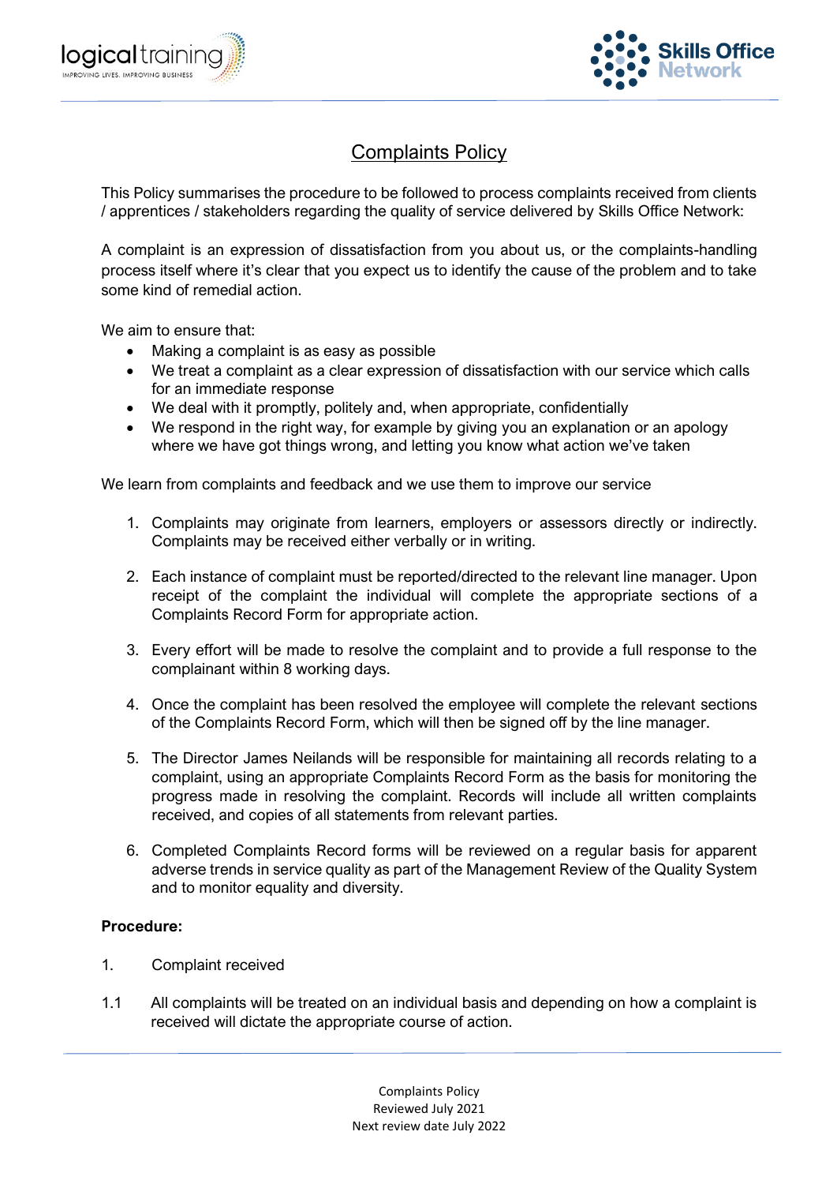# Complaints Policy

This Policy summarises the procedure to be followed to process complaints received from clients / apprentices / stakeholders regarding the quality of service delivered by Skills Office Network:

A complaint is an expression of dissatisfaction from you about us, or the complaints-handling process itself where it's clear that you expect us to identify the cause of the problem and to take some kind of remedial action.

We aim to ensure that:

- Making a complaint is as easy as possible
- We treat a complaint as a clear expression of dissatisfaction with our service which calls for an immediate response
- We deal with it promptly, politely and, when appropriate, confidentially
- We respond in the right way, for example by giving you an explanation or an apology where we have got things wrong, and letting you know what action we've taken

We learn from complaints and feedback and we use them to improve our service

1. Complaints may originate from learners, employers or assessors directly or indirectly. Complaints may be received either verbally or in writing.

2. Each instance of complaint must be reported/directed to the relevant line manager. Upon receipt of the complaint the individual will complete the appropriate sections of a Complaints Record Form for appropriate action.

3. Every effort will be made to resolve the complaint and to provide a full response to the complainant within 8 working days.

4. Once the complaint has been resolved the employee will complete the relevant sections of the Complaints Record Form, which will then be signed off by the line manager.

5. The Director James Neilands will be responsible for maintaining all records relating to a complaint, using an appropriate Complaints Record Form as the basis for monitoring the progress made in resolving the complaint. Records will include all written complaints received, and copies of all statements from relevant parties.

6. Completed Complaints Record forms will be reviewed on a regular basis for apparent adverse trends in service quality as part of the Management Review of the Quality System and to monitor equality and diversity.

**Procedure:**

1. Complaint received

1.1 All complaints will be treated on an individual basis and depending on how a complaint is received will dictate the appropriate course of action.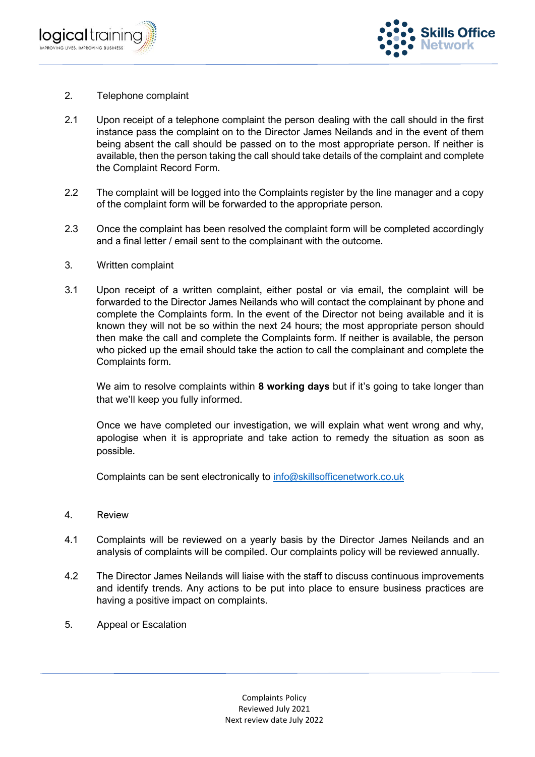2. Telephone complaint

2.1 Upon receipt of a telephone complaint the person dealing with the call should in the first instance pass the complaint on to the Director James Neilands and in the event of them being absent the call should be passed on to the most appropriate person. If neither is available, then the person taking the call should take details of the complaint and complete the Complaint Record Form.

2.2 The complaint will be logged into the Complaints register by the line manager and a copy of the complaint form will be forwarded to the appropriate person.

2.3 Once the complaint has been resolved the complaint form will be completed accordingly and a final letter / email sent to the complainant with the outcome.

3. Written complaint

3.1 Upon receipt of a written complaint, either postal or via email, the complaint will be forwarded to the Director James Neilands who will contact the complainant by phone and complete the Complaints form. In the event of the Director not being available and it is known they will not be so within the next 24 hours; the most appropriate person should then make the call and complete the Complaints form. If neither is available, the person who picked up the email should take the action to call the complainant and complete the Complaints form.

We aim to resolve complaints within **8 working days** but if it's going to take longer than that we'll keep you fully informed.

Once we have completed our investigation, we will explain what went wrong and why, apologise when it is appropriate and take action to remedy the situation as soon as possible.

Complaints can be sent electronically to [info@skillsofficenetwork.co.uk](mailto:info@skillsofficenetwork.co.uk)

4. Review

4.1 Complaints will be reviewed on a yearly basis by the Director James Neilands and an analysis of complaints will be compiled. Our complaints policy will be reviewed annually.

4.2 The Director James Neilands will liaise with the staff to discuss continuous improvements and identify trends. Any actions to be put into place to ensure business practices are having a positive impact on complaints.

5. Appeal or Escalation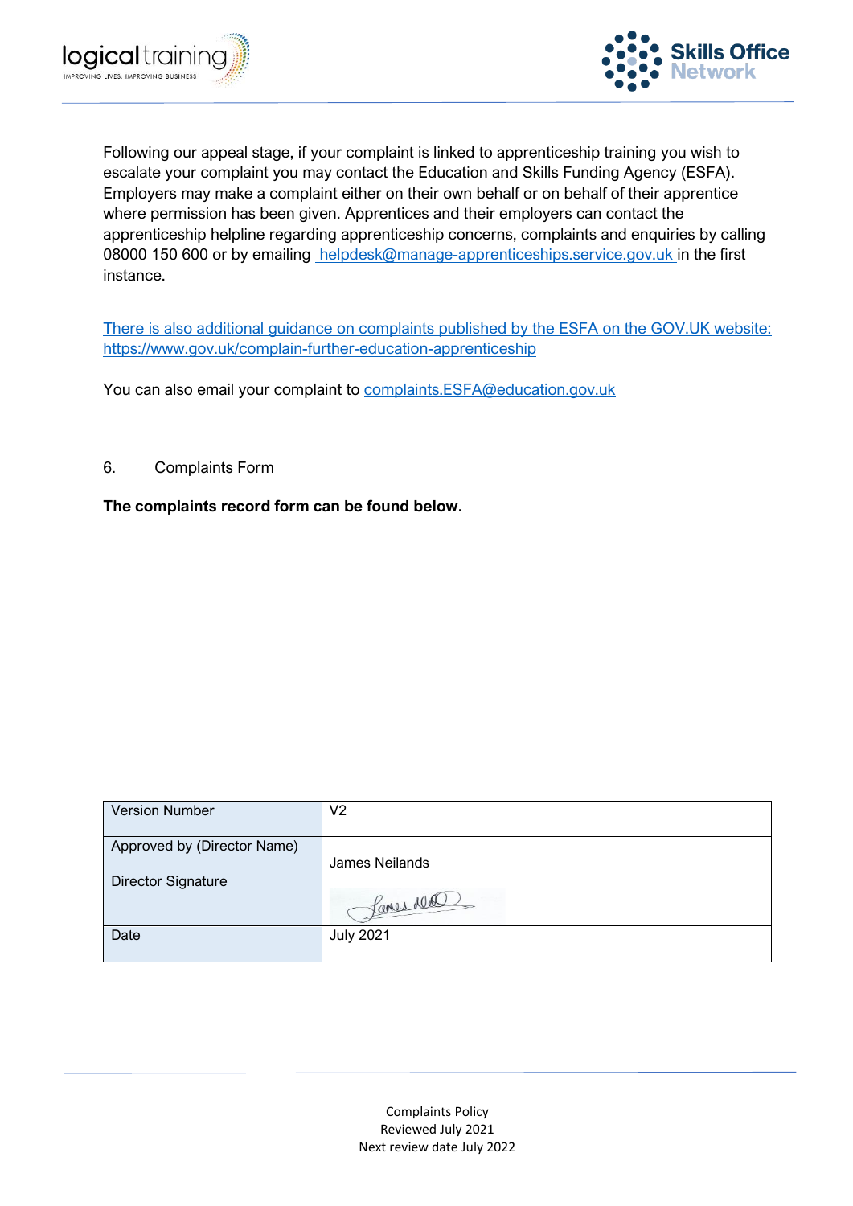Following our appeal stage, if your complaint is linked to apprenticeship training you wish to escalate your complaint you may contact the Education and Skills Funding Agency (ESFA). Employers may make a complaint either on their own behalf or on behalf of their apprentice where permission has been given. Apprentices and their employers can contact the apprenticeship helpline regarding apprenticeship concerns, complaints and enquiries by calling 08000 150 600 or by emailing helpdesk@manage-apprenticeships.service.gov.uk in the first instance.

There is also additional guidance on complaints published by the ESFA on the GOV.UK website: https://www.gov.uk/complain-further-education-apprenticeship

You can also email your complaint to complaints.ESFA@education.gov.uk

## 6. Complaints Form

**The complaints record form can be found below.**

| Version Number | V2 |
|---|---|
| Approved by (Director Name) | James Neilands |
| Director Signature | James Neilands |
| Date | July 2021 |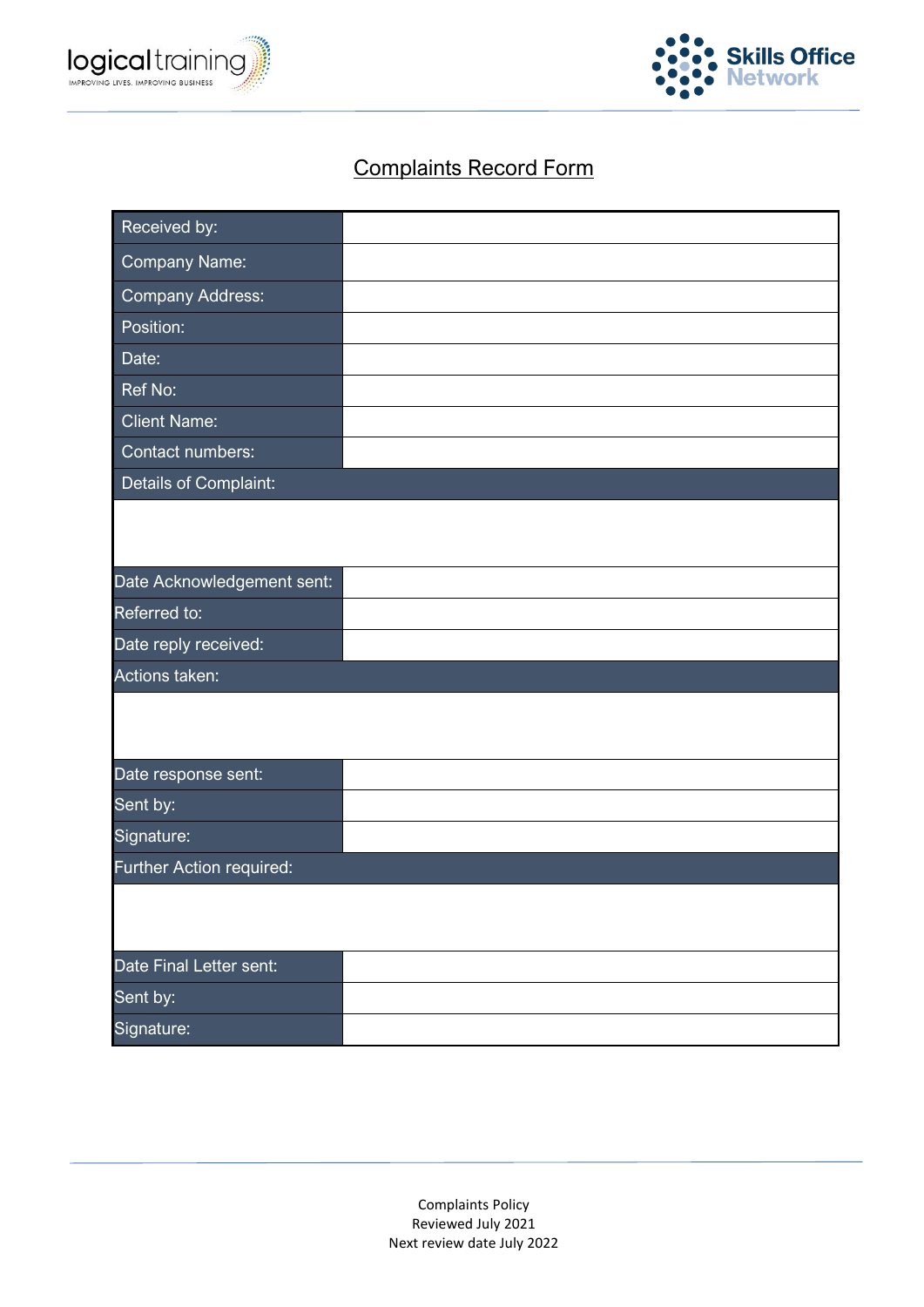# Complaints Record Form

| | |
|---|---|
| Received by: | |
| Company Name: | |
| Company Address: | |
| Position: | |
| Date: | |
| Ref No: | |
| Client Name: | |
| Contact numbers: | |
| Details of Complaint: | |
| | |
| Date Acknowledgement sent: | |
| Referred to: | |
| Date reply received: | |
| Actions taken: | |
| | |
| Date response sent: | |
| Sent by: | |
| Signature: | |
| Further Action required: | |
| | |
| Date Final Letter sent: | |
| Sent by: | |
| Signature: | |

Complaints Policy
Reviewed July 2021
Next review date July 2022